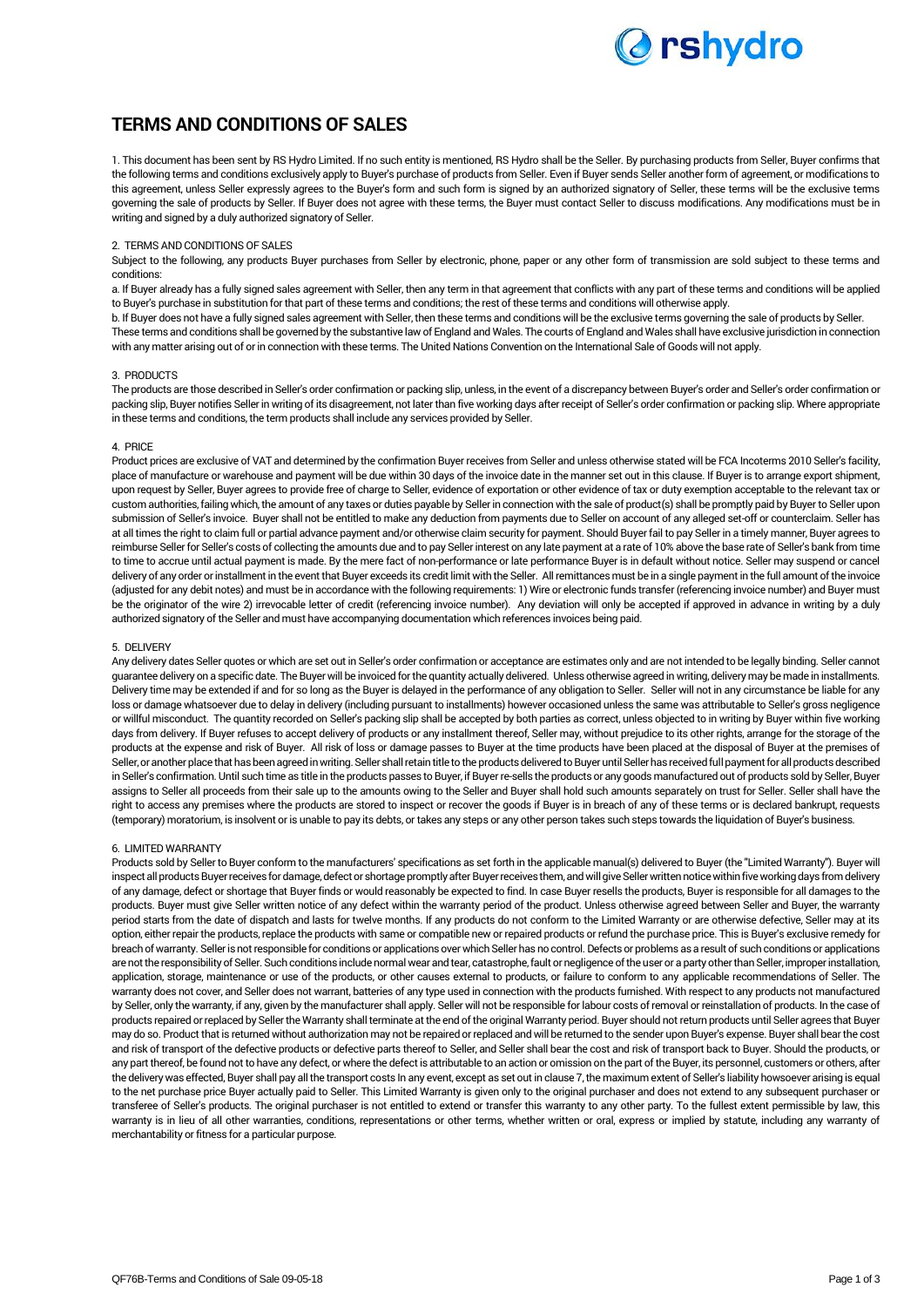# TERMS AND CONDITIONS OF SALES

1. This document has been sent by RS Hydro Limited. If no such entity is mentioned, RS Hydro shall be the Seller. By purchasing products from Seller, Buyer confirms that the following terms and conditions exclusively apply to Buyer's purchase of products from Seller. Even if Buyer sends Seller another form of agreement, or modifications to this agreement, unless Seller expressly agrees to the Buyer's form and such form is signed by an authorized signatory of Seller, these terms will be the exclusive terms governing the sale of products by Seller. If Buyer does not agree with these terms, the Buyer must contact Seller to discuss modifications. Any modifications must be in writing and signed by a duly authorized signatory of Seller.

2. TERMS AND CONDITIONS OF SALES

Subject to the following, any products Buyer purchases from Seller by electronic, phone, paper or any other form of transmission are sold subject to these terms and conditions:

a. If Buyer already has a fully signed sales agreement with Seller, then any term in that agreement that conflicts with any part of these terms and conditions will be applied to Buyer's purchase in substitution for that part of these terms and conditions; the rest of these terms and conditions will otherwise apply.

b. If Buyer does not have a fully signed sales agreement with Seller, then these terms and conditions will be the exclusive terms governing the sale of products by Seller.

These terms and conditions shall be governed by the substantive law of England and Wales. The courts of England and Wales shall have exclusive jurisdiction in connection with any matter arising out of or in connection with these terms. The United Nations Convention on the International Sale of Goods will not apply.

3. PRODUCTS

The products are those described in Seller's order confirmation or packing slip, unless, in the event of a discrepancy between Buyer's order and Seller's order confirmation or packing slip, Buyer notifies Seller in writing of its disagreement, not later than five working days after receipt of Seller's order confirmation or packing slip. Where appropriate in these terms and conditions, the term products shall include any services provided by Seller.

4. PRICE

Product prices are exclusive of VAT and determined by the confirmation Buyer receives from Seller and unless otherwise stated will be FCA Incoterms 2010 Seller's facility, place of manufacture or warehouse and payment will be due within 30 days of the invoice date in the manner set out in this clause. If Buyer is to arrange export shipment, upon request by Seller, Buyer agrees to provide free of charge to Seller, evidence of exportation or other evidence of tax or duty exemption acceptable to the relevant tax or custom authorities, failing which, the amount of any taxes or duties payable by Seller in connection with the sale of product(s) shall be promptly paid by Buyer to Seller upon submission of Seller's invoice. Buyer shall not be entitled to make any deduction from payments due to Seller on account of any alleged set-off or counterclaim. Seller has at all times the right to claim full or partial advance payment and/or otherwise claim security for payment. Should Buyer fail to pay Seller in a timely manner, Buyer agrees to reimburse Seller for Seller's costs of collecting the amounts due and to pay Seller interest on any late payment at a rate of 10% above the base rate of Seller's bank from time to time to accrue until actual payment is made. By the mere fact of non-performance or late performance Buyer is in default without notice. Seller may suspend or cancel delivery of any order or installment in the event that Buyer exceeds its credit limit with the Seller. All remittances must be in a single payment in the full amount of the invoice (adjusted for any debit notes) and must be in accordance with the following requirements: 1) Wire or electronic funds transfer (referencing invoice number) and Buyer must be the originator of the wire 2) irrevocable letter of credit (referencing invoice number). Any deviation will only be accepted if approved in advance in writing by a duly authorized signatory of the Seller and must have accompanying documentation which references invoices being paid.

5. DELIVERY

Any delivery dates Seller quotes or which are set out in Seller's order confirmation or acceptance are estimates only and are not intended to be legally binding. Seller cannot guarantee delivery on a specific date. The Buyer will be invoiced for the quantity actually delivered. Unless otherwise agreed in writing, delivery may be made in installments. Delivery time may be extended if and for so long as the Buyer is delayed in the performance of any obligation to Seller. Seller will not in any circumstance be liable for any loss or damage whatsoever due to delay in delivery (including pursuant to installments) however occasioned unless the same was attributable to Seller's gross negligence or willful misconduct. The quantity recorded on Seller's packing slip shall be accepted by both parties as correct, unless objected to in writing by Buyer within five working days from delivery. If Buyer refuses to accept delivery of products or any installment thereof, Seller may, without prejudice to its other rights, arrange for the storage of the products at the expense and risk of Buyer. All risk of loss or damage passes to Buyer at the time products have been placed at the disposal of Buyer at the premises of Seller, or another place that has been agreed in writing. Seller shall retain title to the products delivered to Buyer until Seller has received full payment for all products described in Seller's confirmation. Until such time as title in the products passes to Buyer, if Buyer re-sells the products or any goods manufactured out of products sold by Seller, Buyer assigns to Seller all proceeds from their sale up to the amounts owing to the Seller and Buyer shall hold such amounts separately on trust for Seller. Seller shall have the right to access any premises where the products are stored to inspect or recover the goods if Buyer is in breach of any of these terms or is declared bankrupt, requests (temporary) moratorium, is insolvent or is unable to pay its debts, or takes any steps or any other person takes such steps towards the liquidation of Buyer's business.

6. LIMITED WARRANTY

Products sold by Seller to Buyer conform to the manufacturers' specifications as set forth in the applicable manual(s) delivered to Buyer (the "Limited Warranty"). Buyer will inspect all products Buyer receives for damage, defect or shortage promptly after Buyer receives them, and will give Seller written notice within five working days from delivery of any damage, defect or shortage that Buyer finds or would reasonably be expected to find. In case Buyer resells the products, Buyer is responsible for all damages to the products. Buyer must give Seller written notice of any defect within the warranty period of the product. Unless otherwise agreed between Seller and Buyer, the warranty period starts from the date of dispatch and lasts for twelve months. If any products do not conform to the Limited Warranty or are otherwise defective, Seller may at its option, either repair the products, replace the products with same or compatible new or repaired products or refund the purchase price. This is Buyer's exclusive remedy for breach of warranty. Seller is not responsible for conditions or applications over which Seller has no control. Defects or problems as a result of such conditions or applications are not the responsibility of Seller. Such conditions include normal wear and tear, catastrophe, fault or negligence of the user or a party other than Seller, improper installation, application, storage, maintenance or use of the products, or other causes external to products, or failure to conform to any applicable recommendations of Seller. The warranty does not cover, and Seller does not warrant, batteries of any type used in connection with the products furnished. With respect to any products not manufactured by Seller, only the warranty, if any, given by the manufacturer shall apply. Seller will not be responsible for labour costs of removal or reinstallation of products. In the case of products repaired or replaced by Seller the Warranty shall terminate at the end of the original Warranty period. Buyer should not return products until Seller agrees that Buyer may do so. Product that is returned without authorization may not be repaired or replaced and will be returned to the sender upon Buyer's expense. Buyer shall bear the cost and risk of transport of the defective products or defective parts thereof to Seller, and Seller shall bear the cost and risk of transport back to Buyer. Should the products, or any part thereof, be found not to have any defect, or where the defect is attributable to an action or omission on the part of the Buyer, its personnel, customers or others, after the delivery was effected, Buyer shall pay all the transport costs In any event, except as set out in clause 7, the maximum extent of Seller's liability howsoever arising is equal to the net purchase price Buyer actually paid to Seller. This Limited Warranty is given only to the original purchaser and does not extend to any subsequent purchaser or transferee of Seller's products. The original purchaser is not entitled to extend or transfer this warranty to any other party. To the fullest extent permissible by law, this warranty is in lieu of all other warranties, conditions, representations or other terms, whether written or oral, express or implied by statute, including any warranty of merchantability or fitness for a particular purpose.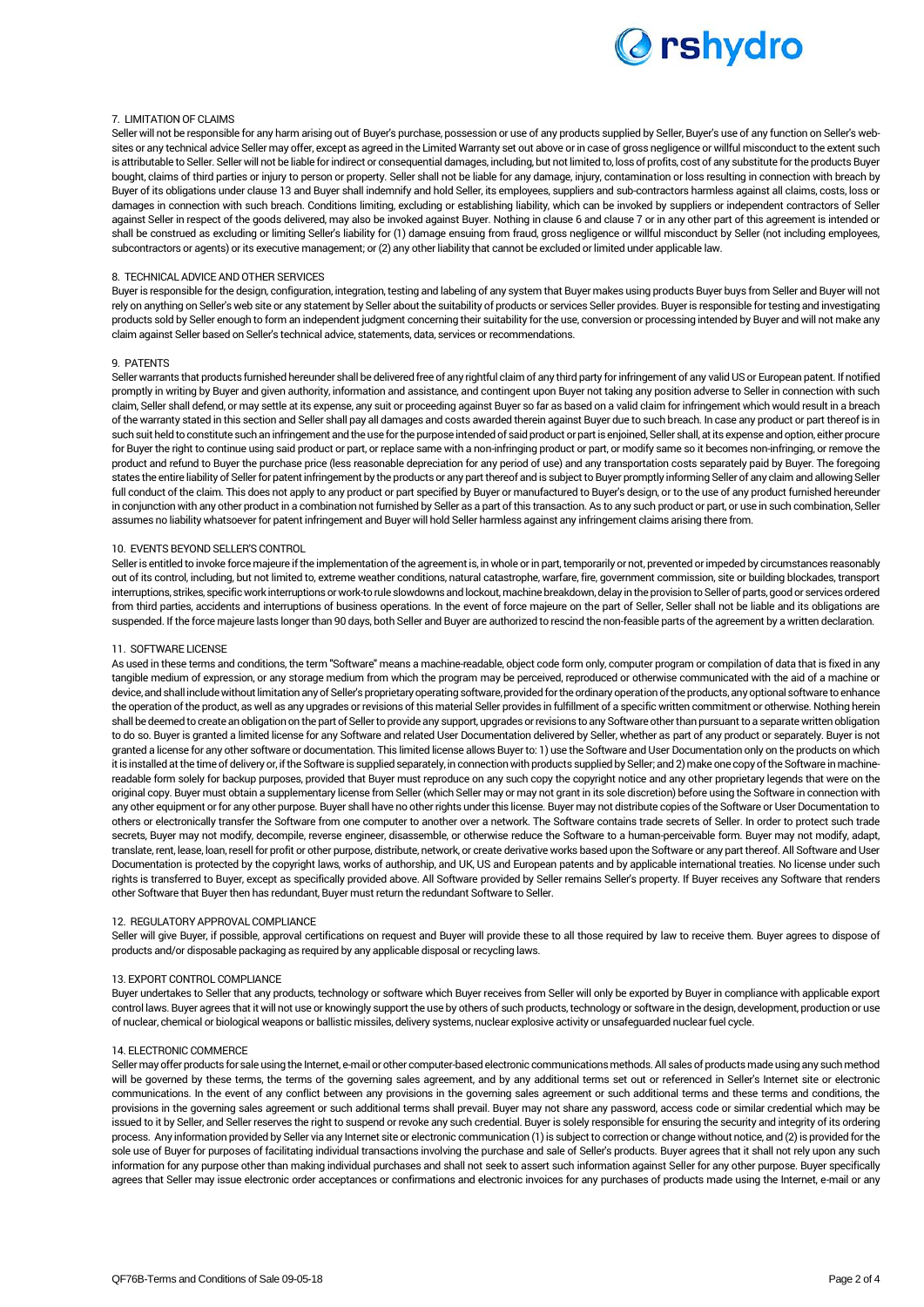## 7. LIMITATION OF CLAIMS

Seller will not be responsible for any harm arising out of Buyer's purchase, possession or use of any products supplied by Seller, Buyer's use of any function on Seller's web-sites or any technical advice Seller may offer, except as agreed in the Limited Warranty set out above or in case of gross negligence or willful misconduct to the extent such is attributable to Seller. Seller will not be liable for indirect or consequential damages, including, but not limited to, loss of profits, cost of any substitute for the products Buyer bought, claims of third parties or injury to person or property. Seller shall not be liable for any damage, injury, contamination or loss resulting in connection with breach by Buyer of its obligations under clause 13 and Buyer shall indemnify and hold Seller, its employees, suppliers and sub-contractors harmless against all claims, costs, loss or damages in connection with such breach. Conditions limiting, excluding or establishing liability, which can be invoked by suppliers or independent contractors of Seller against Seller in respect of the goods delivered, may also be invoked against Buyer. Nothing in clause 6 and clause 7 or in any other part of this agreement is intended or shall be construed as excluding or limiting Seller's liability for (1) damage ensuing from fraud, gross negligence or willful misconduct by Seller (not including employees, subcontractors or agents) or its executive management; or (2) any other liability that cannot be excluded or limited under applicable law.

## 8. TECHNICAL ADVICE AND OTHER SERVICES

Buyer is responsible for the design, configuration, integration, testing and labeling of any system that Buyer makes using products Buyer buys from Seller and Buyer will not rely on anything on Seller's web site or any statement by Seller about the suitability of products or services Seller provides. Buyer is responsible for testing and investigating products sold by Seller enough to form an independent judgment concerning their suitability for the use, conversion or processing intended by Buyer and will not make any claim against Seller based on Seller's technical advice, statements, data, services or recommendations.

## 9. PATENTS

Seller warrants that products furnished hereunder shall be delivered free of any rightful claim of any third party for infringement of any valid US or European patent. If notified promptly in writing by Buyer and given authority, information and assistance, and contingent upon Buyer not taking any position adverse to Seller in connection with such claim, Seller shall defend, or may settle at its expense, any suit or proceeding against Buyer so far as based on a valid claim for infringement which would result in a breach of the warranty stated in this section and Seller shall pay all damages and costs awarded therein against Buyer due to such breach. In case any product or part thereof is in such suit held to constitute such an infringement and the use for the purpose intended of said product or part is enjoined, Seller shall, at its expense and option, either procure for Buyer the right to continue using said product or part, or replace same with a non-infringing product or part, or modify same so it becomes non-infringing, or remove the product and refund to Buyer the purchase price (less reasonable depreciation for any period of use) and any transportation costs separately paid by Buyer. The foregoing states the entire liability of Seller for patent infringement by the products or any part thereof and is subject to Buyer promptly informing Seller of any claim and allowing Seller full conduct of the claim. This does not apply to any product or part specified by Buyer or manufactured to Buyer's design, or to the use of any product furnished hereunder in conjunction with any other product in a combination not furnished by Seller as a part of this transaction. As to any such product or part, or use in such combination, Seller assumes no liability whatsoever for patent infringement and Buyer will hold Seller harmless against any infringement claims arising there from.

## 10. EVENTS BEYOND SELLER'S CONTROL

Seller is entitled to invoke force majeure if the implementation of the agreement is, in whole or in part, temporarily or not, prevented or impeded by circumstances reasonably out of its control, including, but not limited to, extreme weather conditions, natural catastrophe, warfare, fire, government commission, site or building blockades, transport interruptions, strikes, specific work interruptions or work-to rule slowdowns and lockout, machine breakdown, delay in the provision to Seller of parts, good or services ordered from third parties, accidents and interruptions of business operations. In the event of force majeure on the part of Seller, Seller shall not be liable and its obligations are suspended. If the force majeure lasts longer than 90 days, both Seller and Buyer are authorized to rescind the non-feasible parts of the agreement by a written declaration.

## 11. SOFTWARE LICENSE

As used in these terms and conditions, the term "Software" means a machine-readable, object code form only, computer program or compilation of data that is fixed in any tangible medium of expression, or any storage medium from which the program may be perceived, reproduced or otherwise communicated with the aid of a machine or device, and shall include without limitation any of Seller's proprietary operating software, provided for the ordinary operation of the products, any optional software to enhance the operation of the product, as well as any upgrades or revisions of this material Seller provides in fulfillment of a specific written commitment or otherwise. Nothing herein shall be deemed to create an obligation on the part of Seller to provide any support, upgrades or revisions to any Software other than pursuant to a separate written obligation to do so. Buyer is granted a limited license for any Software and related User Documentation delivered by Seller, whether as part of any product or separately. Buyer is not granted a license for any other software or documentation. This limited license allows Buyer to: 1) use the Software and User Documentation only on the products on which it is installed at the time of delivery or, if the Software is supplied separately, in connection with products supplied by Seller; and 2) make one copy of the Software in machine-readable form solely for backup purposes, provided that Buyer must reproduce on any such copy the copyright notice and any other proprietary legends that were on the original copy. Buyer must obtain a supplementary license from Seller (which Seller may or may not grant in its sole discretion) before using the Software in connection with any other equipment or for any other purpose. Buyer shall have no other rights under this license. Buyer may not distribute copies of the Software or User Documentation to others or electronically transfer the Software from one computer to another over a network. The Software contains trade secrets of Seller. In order to protect such trade secrets, Buyer may not modify, decompile, reverse engineer, disassemble, or otherwise reduce the Software to a human-perceivable form. Buyer may not modify, adapt, translate, rent, lease, loan, resell for profit or other purpose, distribute, network, or create derivative works based upon the Software or any part thereof. All Software and User Documentation is protected by the copyright laws, works of authorship, and UK, US and European patents and by applicable international treaties. No license under such rights is transferred to Buyer, except as specifically provided above. All Software provided by Seller remains Seller's property. If Buyer receives any Software that renders other Software that Buyer then has redundant, Buyer must return the redundant Software to Seller.

## 12. REGULATORY APPROVAL COMPLIANCE

Seller will give Buyer, if possible, approval certifications on request and Buyer will provide these to all those required by law to receive them. Buyer agrees to dispose of products and/or disposable packaging as required by any applicable disposal or recycling laws.

## 13. EXPORT CONTROL COMPLIANCE

Buyer undertakes to Seller that any products, technology or software which Buyer receives from Seller will only be exported by Buyer in compliance with applicable export control laws. Buyer agrees that it will not use or knowingly support the use by others of such products, technology or software in the design, development, production or use of nuclear, chemical or biological weapons or ballistic missiles, delivery systems, nuclear explosive activity or unsafeguarded nuclear fuel cycle.

## 14. ELECTRONIC COMMERCE

Seller may offer products for sale using the Internet, e-mail or other computer-based electronic communications methods. All sales of products made using any such method will be governed by these terms, the terms of the governing sales agreement, and by any additional terms set out or referenced in Seller's Internet site or electronic communications. In the event of any conflict between any provisions in the governing sales agreement or such additional terms and these terms and conditions, the provisions in the governing sales agreement or such additional terms shall prevail. Buyer may not share any password, access code or similar credential which may be issued to it by Seller, and Seller reserves the right to suspend or revoke any such credential. Buyer is solely responsible for ensuring the security and integrity of its ordering process. Any information provided by Seller via any Internet site or electronic communication (1) is subject to correction or change without notice, and (2) is provided for the sole use of Buyer for purposes of facilitating individual transactions involving the purchase and sale of Seller's products. Buyer agrees that it shall not rely upon any such information for any purpose other than making individual purchases and shall not seek to assert such information against Seller for any other purpose. Buyer specifically agrees that Seller may issue electronic order acceptances or confirmations and electronic invoices for any purchases of products made using the Internet, e-mail or any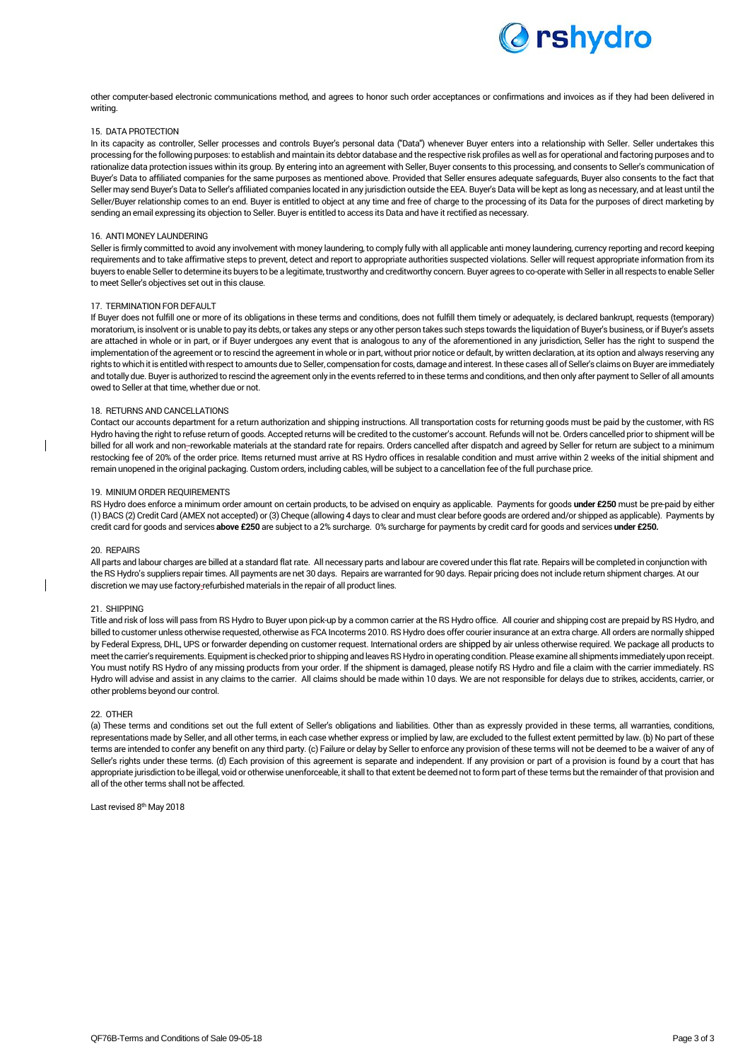other computer-based electronic communications method, and agrees to honor such order acceptances or confirmations and invoices as if they had been delivered in writing.

## 15. DATA PROTECTION

In its capacity as controller, Seller processes and controls Buyer's personal data ("Data") whenever Buyer enters into a relationship with Seller. Seller undertakes this processing for the following purposes: to establish and maintain its debtor database and the respective risk profiles as well as for operational and factoring purposes and to rationalize data protection issues within its group. By entering into an agreement with Seller, Buyer consents to this processing, and consents to Seller's communication of Buyer's Data to affiliated companies for the same purposes as mentioned above. Provided that Seller ensures adequate safeguards, Buyer also consents to the fact that Seller may send Buyer's Data to Seller's affiliated companies located in any jurisdiction outside the EEA. Buyer's Data will be kept as long as necessary, and at least until the Seller/Buyer relationship comes to an end. Buyer is entitled to object at any time and free of charge to the processing of its Data for the purposes of direct marketing by sending an email expressing its objection to Seller. Buyer is entitled to access its Data and have it rectified as necessary.

## 16. ANTI MONEY LAUNDERING

Seller is firmly committed to avoid any involvement with money laundering, to comply fully with all applicable anti money laundering, currency reporting and record keeping requirements and to take affirmative steps to prevent, detect and report to appropriate authorities suspected violations. Seller will request appropriate information from its buyers to enable Seller to determine its buyers to be a legitimate, trustworthy and creditworthy concern. Buyer agrees to co-operate with Seller in all respects to enable Seller to meet Seller's objectives set out in this clause.

## 17. TERMINATION FOR DEFAULT

If Buyer does not fulfill one or more of its obligations in these terms and conditions, does not fulfill them timely or adequately, is declared bankrupt, requests (temporary) moratorium, is insolvent or is unable to pay its debts, or takes any steps or any other person takes such steps towards the liquidation of Buyer's business, or if Buyer's assets are attached in whole or in part, or if Buyer undergoes any event that is analogous to any of the aforementioned in any jurisdiction, Seller has the right to suspend the implementation of the agreement or to rescind the agreement in whole or in part, without prior notice or default, by written declaration, at its option and always reserving any rights to which it is entitled with respect to amounts due to Seller, compensation for costs, damage and interest. In these cases all of Seller's claims on Buyer are immediately and totally due. Buyer is authorized to rescind the agreement only in the events referred to in these terms and conditions, and then only after payment to Seller of all amounts owed to Seller at that time, whether due or not.

## 18. RETURNS AND CANCELLATIONS

Contact our accounts department for a return authorization and shipping instructions. All transportation costs for returning goods must be paid by the customer, with RS Hydro having the right to refuse return of goods. Accepted returns will be credited to the customer's account. Refunds will not be. Orders cancelled prior to shipment will be billed for all work and non-reworkable materials at the standard rate for repairs. Orders cancelled after dispatch and agreed by Seller for return are subject to a minimum restocking fee of 20% of the order price. Items returned must arrive at RS Hydro offices in resalable condition and must arrive within 2 weeks of the initial shipment and remain unopened in the original packaging. Custom orders, including cables, will be subject to a cancellation fee of the full purchase price.

## 19. MINIUM ORDER REQUIREMENTS

RS Hydro does enforce a minimum order amount on certain products, to be advised on enquiry as applicable. Payments for goods **under £250** must be pre-paid by either (1) BACS (2) Credit Card (AMEX not accepted) or (3) Cheque (allowing 4 days to clear and must clear before goods are ordered and/or shipped as applicable). Payments by credit card for goods and services **above £250** are subject to a 2% surcharge. 0% surcharge for payments by credit card for goods and services **under £250.**

## 20. REPAIRS

All parts and labour charges are billed at a standard flat rate. All necessary parts and labour are covered under this flat rate. Repairs will be completed in conjunction with the RS Hydro's suppliers repair times. All payments are net 30 days. Repairs are warranted for 90 days. Repair pricing does not include return shipment charges. At our discretion we may use factory-refurbished materials in the repair of all product lines.

## 21. SHIPPING

Title and risk of loss will pass from RS Hydro to Buyer upon pick-up by a common carrier at the RS Hydro office. All courier and shipping cost are prepaid by RS Hydro, and billed to customer unless otherwise requested, otherwise as FCA Incoterms 2010. RS Hydro does offer courier insurance at an extra charge. All orders are normally shipped by Federal Express, DHL, UPS or forwarder depending on customer request. International orders are shipped by air unless otherwise required. We package all products to meet the carrier's requirements. Equipment is checked prior to shipping and leaves RS Hydro in operating condition. Please examine all shipments immediately upon receipt. You must notify RS Hydro of any missing products from your order. If the shipment is damaged, please notify RS Hydro and file a claim with the carrier immediately. RS Hydro will advise and assist in any claims to the carrier. All claims should be made within 10 days. We are not responsible for delays due to strikes, accidents, carrier, or other problems beyond our control.

## 22. OTHER

(a) These terms and conditions set out the full extent of Seller's obligations and liabilities. Other than as expressly provided in these terms, all warranties, conditions, representations made by Seller, and all other terms, in each case whether express or implied by law, are excluded to the fullest extent permitted by law. (b) No part of these terms are intended to confer any benefit on any third party. (c) Failure or delay by Seller to enforce any provision of these terms will not be deemed to be a waiver of any of Seller's rights under these terms. (d) Each provision of this agreement is separate and independent. If any provision or part of a provision is found by a court that has appropriate jurisdiction to be illegal, void or otherwise unenforceable, it shall to that extent be deemed not to form part of these terms but the remainder of that provision and all of the other terms shall not be affected.

Last revised 8th May 2018